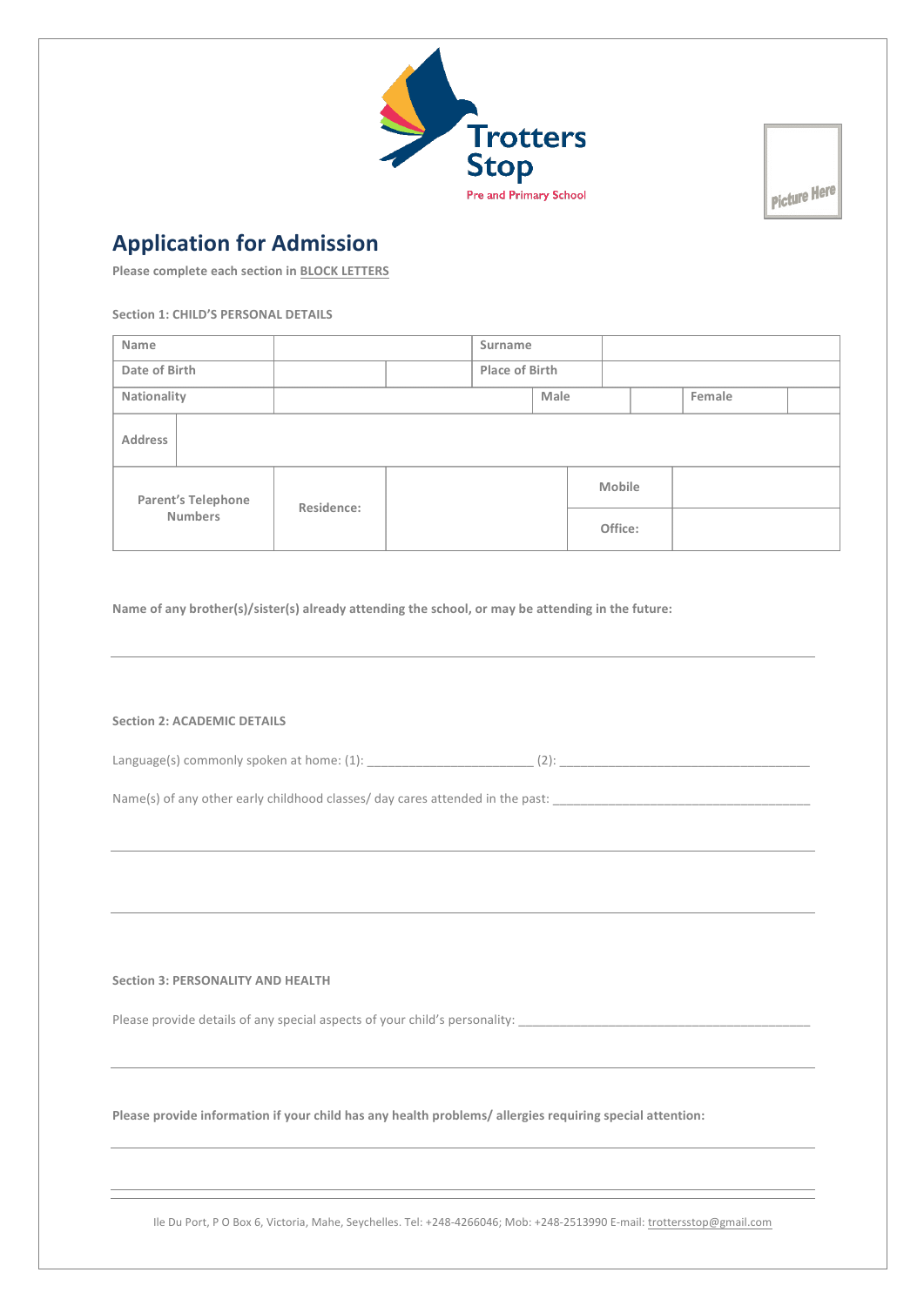Trotters Stop

Pre and Primary School

Picture Here

# Application for Admission

**Please complete each section in BLOCK LETTERS**

**Section 1: CHILD'S PERSONAL DETAILS**

| Name | | | Surname | | | | |
|---|---|---|---|---|---|---|---|
| Date of Birth | | | Place of Birth | | | | |
| Nationality | | | Male | | | Female | |
| Address | | | | | | | |
| Parent's Telephone Numbers | Residence: | | Mobile | | | | |
| | | | Office: | | | | |

**Name of any brother(s)/sister(s) already attending the school, or may be attending in the future:**

______________________________________________________________________________

**Section 2: ACADEMIC DETAILS**

Language(s) commonly spoken at home: (1): ________________________ (2): ____________________________________

Name(s) of any other early childhood classes/ day cares attended in the past: _____________________________________

______________________________________________________________________________

______________________________________________________________________________

**Section 3: PERSONALITY AND HEALTH**

Please provide details of any special aspects of your child's personality: __________________________________________

______________________________________________________________________________

**Please provide information if your child has any health problems/ allergies requiring special attention:**

______________________________________________________________________________

______________________________________________________________________________

Ile Du Port, P O Box 6, Victoria, Mahe, Seychelles. Tel: +248-4266046; Mob: +248-2513990 E-mail: trottersstop@gmail.com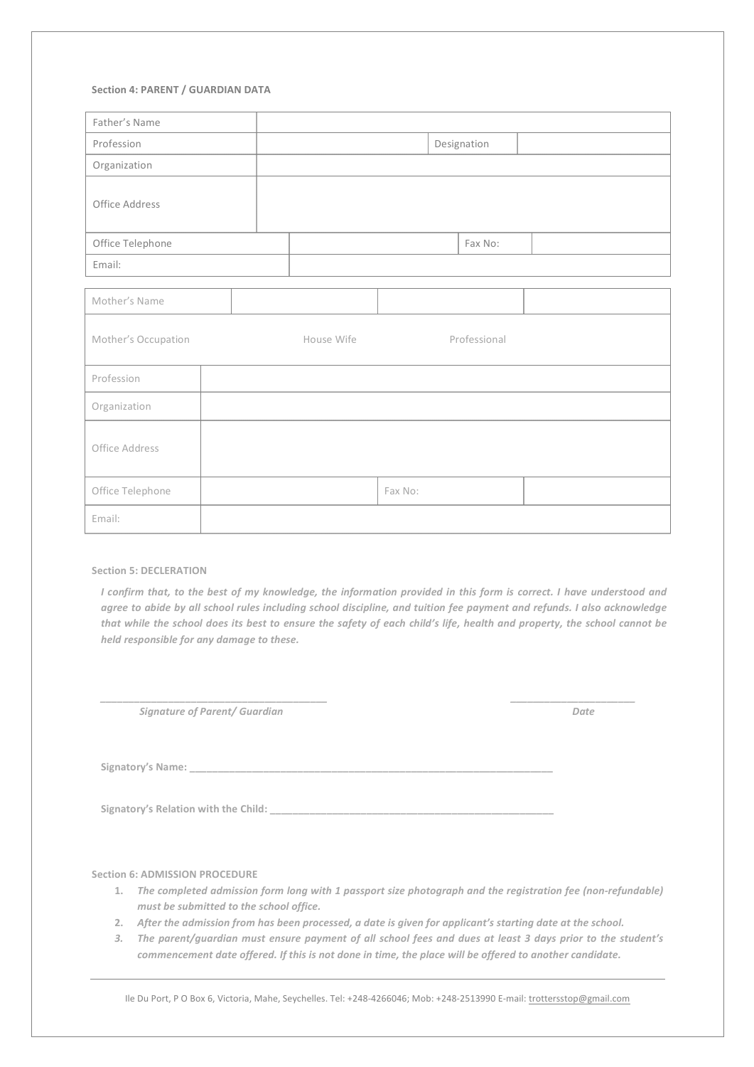**Section 4: PARENT / GUARDIAN DATA**

| Father's Name | | | |
|---|---|---|---|
| Profession | | Designation | |
| Organization | | | |
| Office Address | | | |
| Office Telephone | | Fax No: | |
| Email: | | | |

| Mother's Name | | | |
|---|---|---|---|
| Mother's Occupation | House Wife | Professional | |
| Profession | | | |
| Organization | | | |
| Office Address | | | |
| Office Telephone | | Fax No: | |
| Email: | | | |

**Section 5: DECLERATION**

***I confirm that, to the best of my knowledge, the information provided in this form is correct. I have understood and agree to abide by all school rules including school discipline, and tuition fee payment and refunds. I also acknowledge that while the school does its best to ensure the safety of each child's life, health and property, the school cannot be held responsible for any damage to these.***

_______________________________________ _______________________

***Signature of Parent/ Guardian*** ***Date***

**Signatory's Name:** _________________________________________________________________

**Signatory's Relation with the Child:** ___________________________________________________

**Section 6: ADMISSION PROCEDURE**

1. ***The completed admission form long with 1 passport size photograph and the registration fee (non-refundable) must be submitted to the school office.***
2. ***After the admission from has been processed, a date is given for applicant's starting date at the school.***
3. ***The parent/guardian must ensure payment of all school fees and dues at least 3 days prior to the student's commencement date offered. If this is not done in time, the place will be offered to another candidate.***

Ile Du Port, P O Box 6, Victoria, Mahe, Seychelles. Tel: +248-4266046; Mob: +248-2513990 E-mail: trottersstop@gmail.com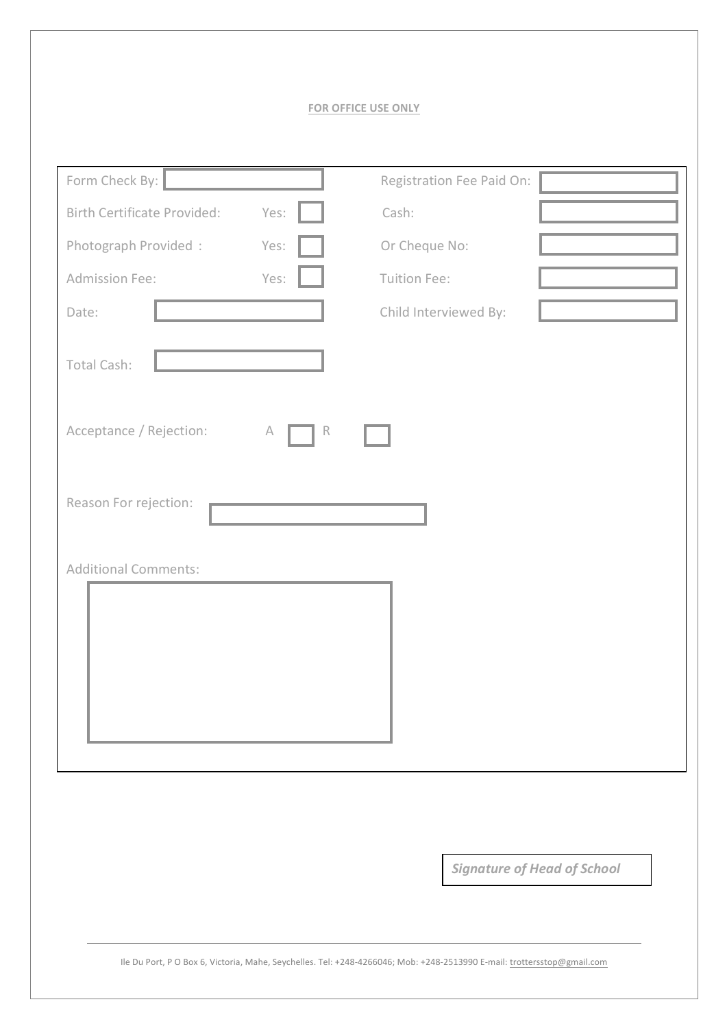**FOR OFFICE USE ONLY**

| | | | |
|---|---|---|---|
| Form Check By: | | Registration Fee Paid On: | |
| Birth Certificate Provided: | Yes: | Cash: | |
| Photograph Provided : | Yes: | Or Cheque No: | |
| Admission Fee: | Yes: | Tuition Fee: | |
| Date: | | Child Interviewed By: | |

Total Cash:

Acceptance / Rejection: A R

Reason For rejection:

Additional Comments:

***Signature of Head of School***

Ile Du Port, P O Box 6, Victoria, Mahe, Seychelles. Tel: +248-4266046; Mob: +248-2513990 E-mail: trottersstop@gmail.com